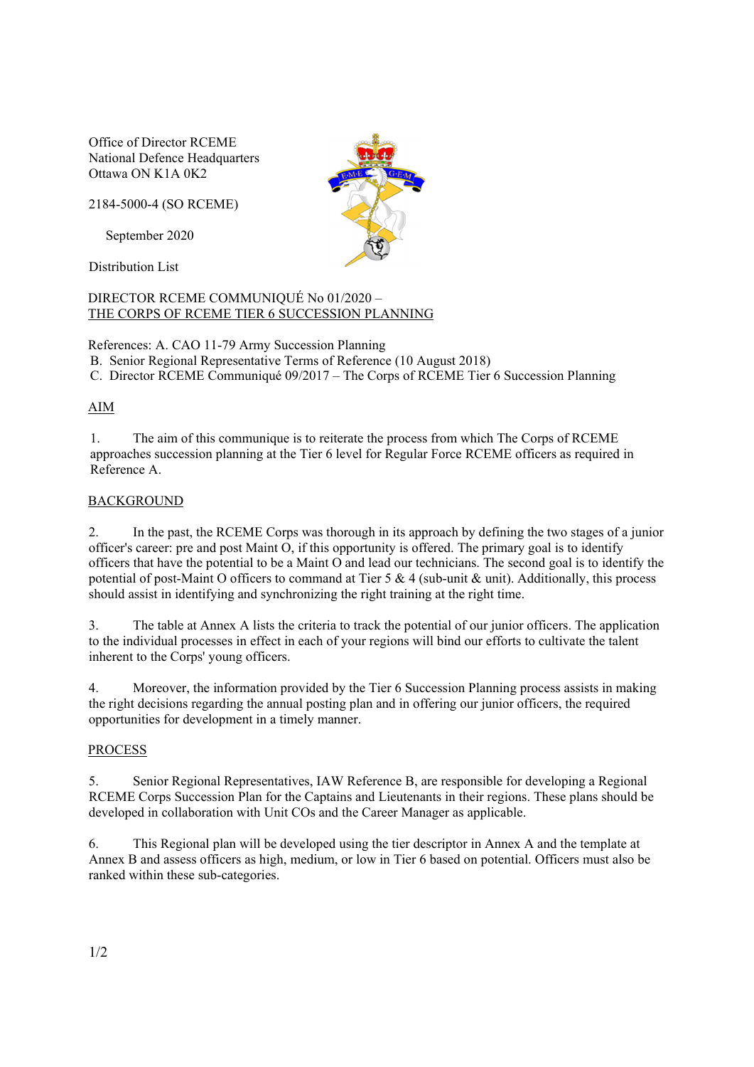Office of Director RCEME
National Defence Headquarters
Ottawa ON K1A 0K2

2184-5000-4 (SO RCEME)

September 2020

Distribution List

DIRECTOR RCEME COMMUNIQUÉ No 01/2020 –
THE CORPS OF RCEME TIER 6 SUCCESSION PLANNING

References: A. CAO 11-79 Army Succession Planning
B. Senior Regional Representative Terms of Reference (10 August 2018)
C. Director RCEME Communiqué 09/2017 – The Corps of RCEME Tier 6 Succession Planning

## AIM

1. The aim of this communique is to reiterate the process from which The Corps of RCEME approaches succession planning at the Tier 6 level for Regular Force RCEME officers as required in Reference A.

## BACKGROUND

2. In the past, the RCEME Corps was thorough in its approach by defining the two stages of a junior officer's career: pre and post Maint O, if this opportunity is offered. The primary goal is to identify officers that have the potential to be a Maint O and lead our technicians. The second goal is to identify the potential of post-Maint O officers to command at Tier 5 & 4 (sub-unit & unit). Additionally, this process should assist in identifying and synchronizing the right training at the right time.

3. The table at Annex A lists the criteria to track the potential of our junior officers. The application to the individual processes in effect in each of your regions will bind our efforts to cultivate the talent inherent to the Corps' young officers.

4. Moreover, the information provided by the Tier 6 Succession Planning process assists in making the right decisions regarding the annual posting plan and in offering our junior officers, the required opportunities for development in a timely manner.

## PROCESS

5. Senior Regional Representatives, IAW Reference B, are responsible for developing a Regional RCEME Corps Succession Plan for the Captains and Lieutenants in their regions. These plans should be developed in collaboration with Unit COs and the Career Manager as applicable.

6. This Regional plan will be developed using the tier descriptor in Annex A and the template at Annex B and assess officers as high, medium, or low in Tier 6 based on potential. Officers must also be ranked within these sub-categories.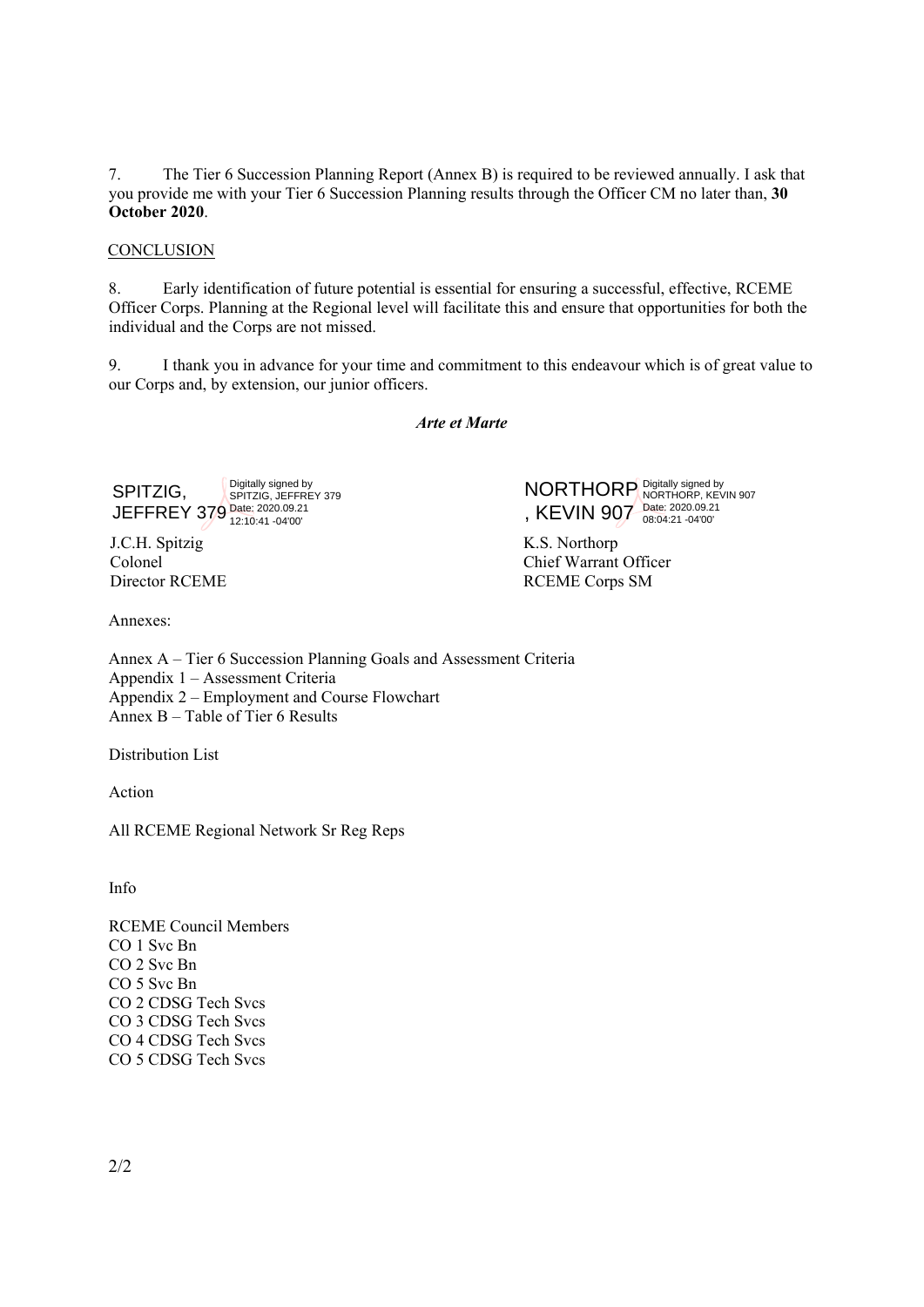7. The Tier 6 Succession Planning Report (Annex B) is required to be reviewed annually. I ask that you provide me with your Tier 6 Succession Planning results through the Officer CM no later than, **30 October 2020**.

CONCLUSION

8. Early identification of future potential is essential for ensuring a successful, effective, RCEME Officer Corps. Planning at the Regional level will facilitate this and ensure that opportunities for both the individual and the Corps are not missed.

9. I thank you in advance for your time and commitment to this endeavour which is of great value to our Corps and, by extension, our junior officers.

***Arte et Marte***

SPITZIG, JEFFREY 379 Digitally signed by SPITZIG, JEFFREY 379 Date: 2020.09.21 12:10:41 -04'00'

J.C.H. Spitzig
Colonel
Director RCEME

NORTHORP, KEVIN 907 Digitally signed by NORTHORP, KEVIN 907 Date: 2020.09.21 08:04:21 -04'00'

K.S. Northorp
Chief Warrant Officer
RCEME Corps SM

Annexes:

Annex A – Tier 6 Succession Planning Goals and Assessment Criteria
Appendix 1 – Assessment Criteria
Appendix 2 – Employment and Course Flowchart
Annex B – Table of Tier 6 Results

Distribution List

Action

All RCEME Regional Network Sr Reg Reps

Info

RCEME Council Members
CO 1 Svc Bn
CO 2 Svc Bn
CO 5 Svc Bn
CO 2 CDSG Tech Svcs
CO 3 CDSG Tech Svcs
CO 4 CDSG Tech Svcs
CO 5 CDSG Tech Svcs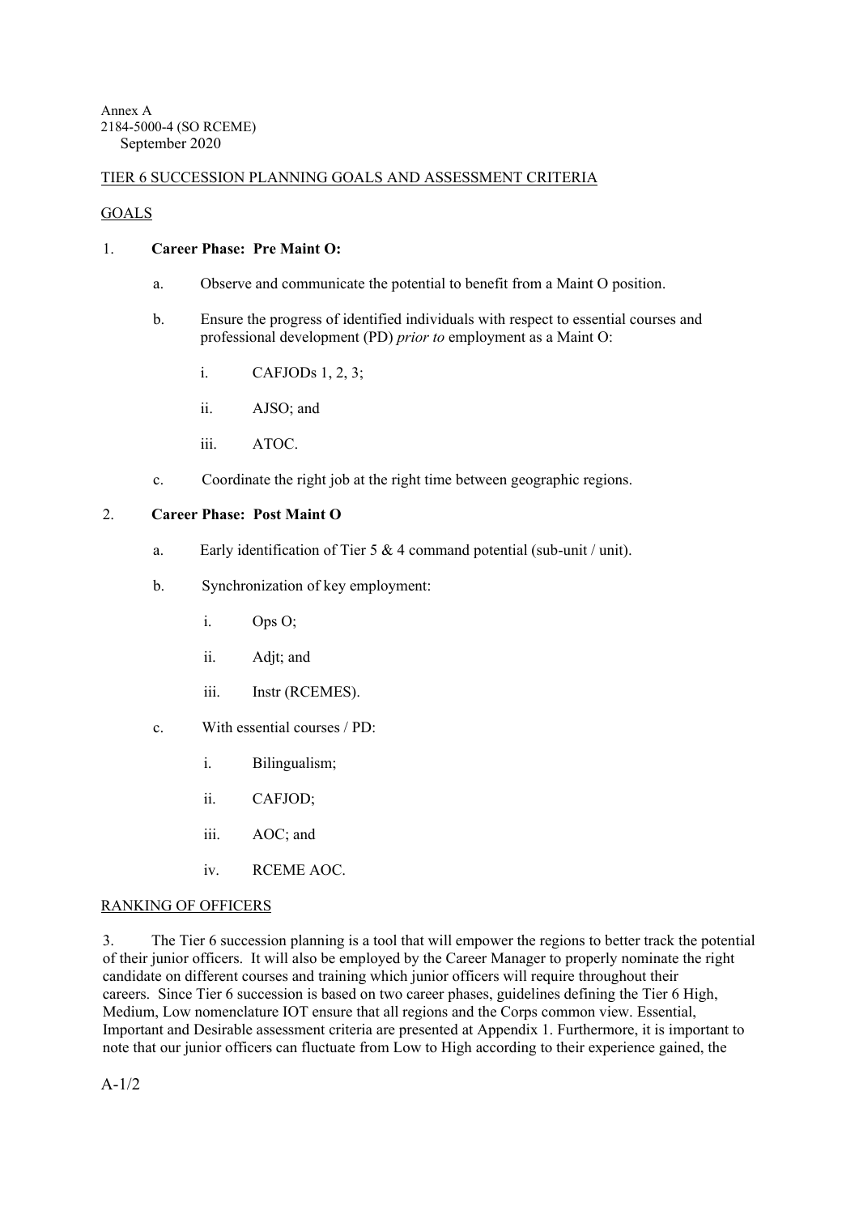Annex A
2184-5000-4 (SO RCEME)
September 2020

TIER 6 SUCCESSION PLANNING GOALS AND ASSESSMENT CRITERIA

GOALS

1. **Career Phase: Pre Maint O:**

   a. Observe and communicate the potential to benefit from a Maint O position.

   b. Ensure the progress of identified individuals with respect to essential courses and professional development (PD) *prior to* employment as a Maint O:

      i. CAFJODs 1, 2, 3;

      ii. AJSO; and

      iii. ATOC.

   c. Coordinate the right job at the right time between geographic regions.

2. **Career Phase: Post Maint O**

   a. Early identification of Tier 5 & 4 command potential (sub-unit / unit).

   b. Synchronization of key employment:

      i. Ops O;

      ii. Adjt; and

      iii. Instr (RCEMES).

   c. With essential courses / PD:

      i. Bilingualism;

      ii. CAFJOD;

      iii. AOC; and

      iv. RCEME AOC.

RANKING OF OFFICERS

3. The Tier 6 succession planning is a tool that will empower the regions to better track the potential of their junior officers. It will also be employed by the Career Manager to properly nominate the right candidate on different courses and training which junior officers will require throughout their careers. Since Tier 6 succession is based on two career phases, guidelines defining the Tier 6 High, Medium, Low nomenclature IOT ensure that all regions and the Corps common view. Essential, Important and Desirable assessment criteria are presented at Appendix 1. Furthermore, it is important to note that our junior officers can fluctuate from Low to High according to their experience gained, the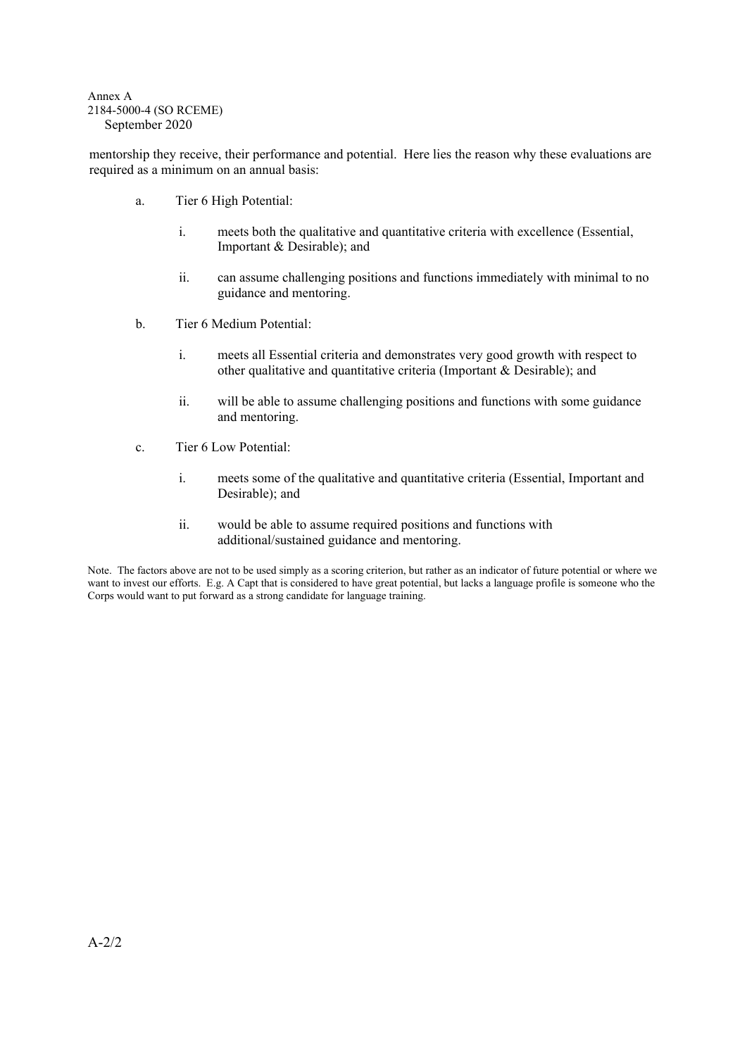mentorship they receive, their performance and potential. Here lies the reason why these evaluations are required as a minimum on an annual basis:

a. Tier 6 High Potential:

   i. meets both the qualitative and quantitative criteria with excellence (Essential, Important & Desirable); and

   ii. can assume challenging positions and functions immediately with minimal to no guidance and mentoring.

b. Tier 6 Medium Potential:

   i. meets all Essential criteria and demonstrates very good growth with respect to other qualitative and quantitative criteria (Important & Desirable); and

   ii. will be able to assume challenging positions and functions with some guidance and mentoring.

c. Tier 6 Low Potential:

   i. meets some of the qualitative and quantitative criteria (Essential, Important and Desirable); and

   ii. would be able to assume required positions and functions with additional/sustained guidance and mentoring.

Note. The factors above are not to be used simply as a scoring criterion, but rather as an indicator of future potential or where we want to invest our efforts. E.g. A Capt that is considered to have great potential, but lacks a language profile is someone who the Corps would want to put forward as a strong candidate for language training.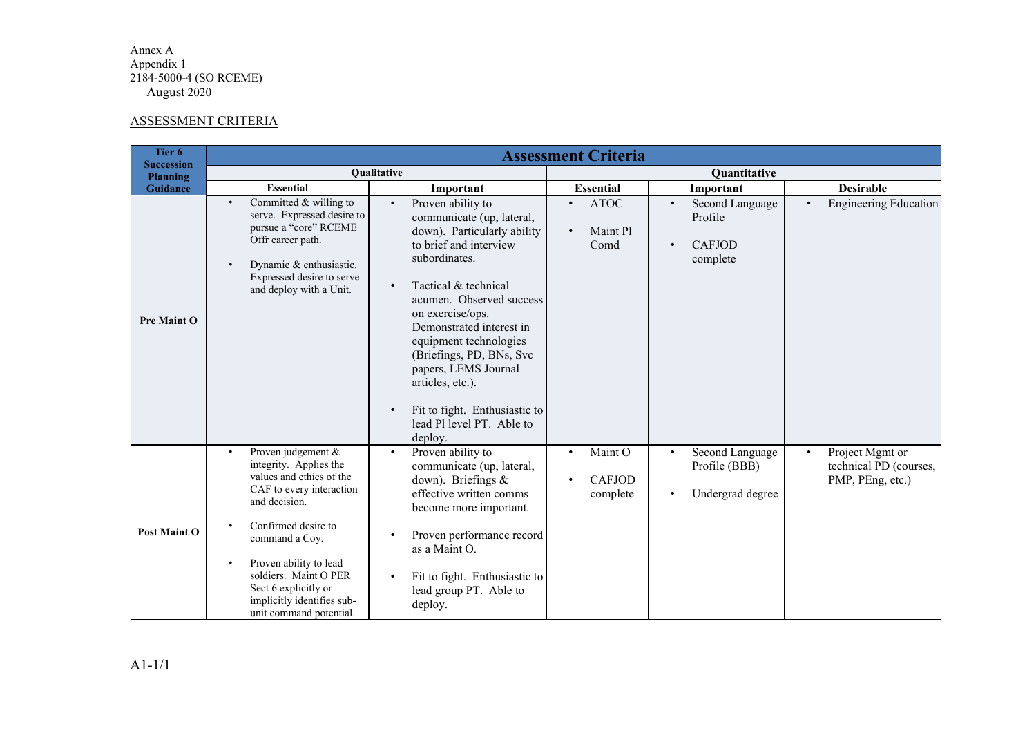Annex A
Appendix 1
2184-5000-4 (SO RCEME)
August 2020

ASSESSMENT CRITERIA

| Tier 6 Succession Planning Guidance | Assessment Criteria | | | | |
|---|---|---|---|---|---|
| | Qualitative | | Quantitative | | |
| | Essential | Important | Essential | Important | Desirable |
| **Pre Maint O** | • Committed & willing to serve. Expressed desire to pursue a "core" RCEME Offr career path.<br><br>• Dynamic & enthusiastic. Expressed desire to serve and deploy with a Unit. | • Proven ability to communicate (up, lateral, down). Particularly ability to brief and interview subordinates.<br><br>• Tactical & technical acumen. Observed success on exercise/ops. Demonstrated interest in equipment technologies (Briefings, PD, BNs, Svc papers, LEMS Journal articles, etc.).<br><br>• Fit to fight. Enthusiastic to lead Pl level PT. Able to deploy. | • ATOC<br><br>• Maint Pl Comd | • Second Language Profile<br><br>• CAFJOD complete | • Engineering Education |
| **Post Maint O** | • Proven judgement & integrity. Applies the values and ethics of the CAF to every interaction and decision.<br><br>• Confirmed desire to command a Coy.<br><br>• Proven ability to lead soldiers. Maint O PER Sect 6 explicitly or implicitly identifies sub-unit command potential. | • Proven ability to communicate (up, lateral, down). Briefings & effective written comms become more important.<br><br>• Proven performance record as a Maint O.<br><br>• Fit to fight. Enthusiastic to lead group PT. Able to deploy. | • Maint O<br><br>• CAFJOD complete | • Second Language Profile (BBB)<br><br>• Undergrad degree | • Project Mgmt or technical PD (courses, PMP, PEng, etc.) |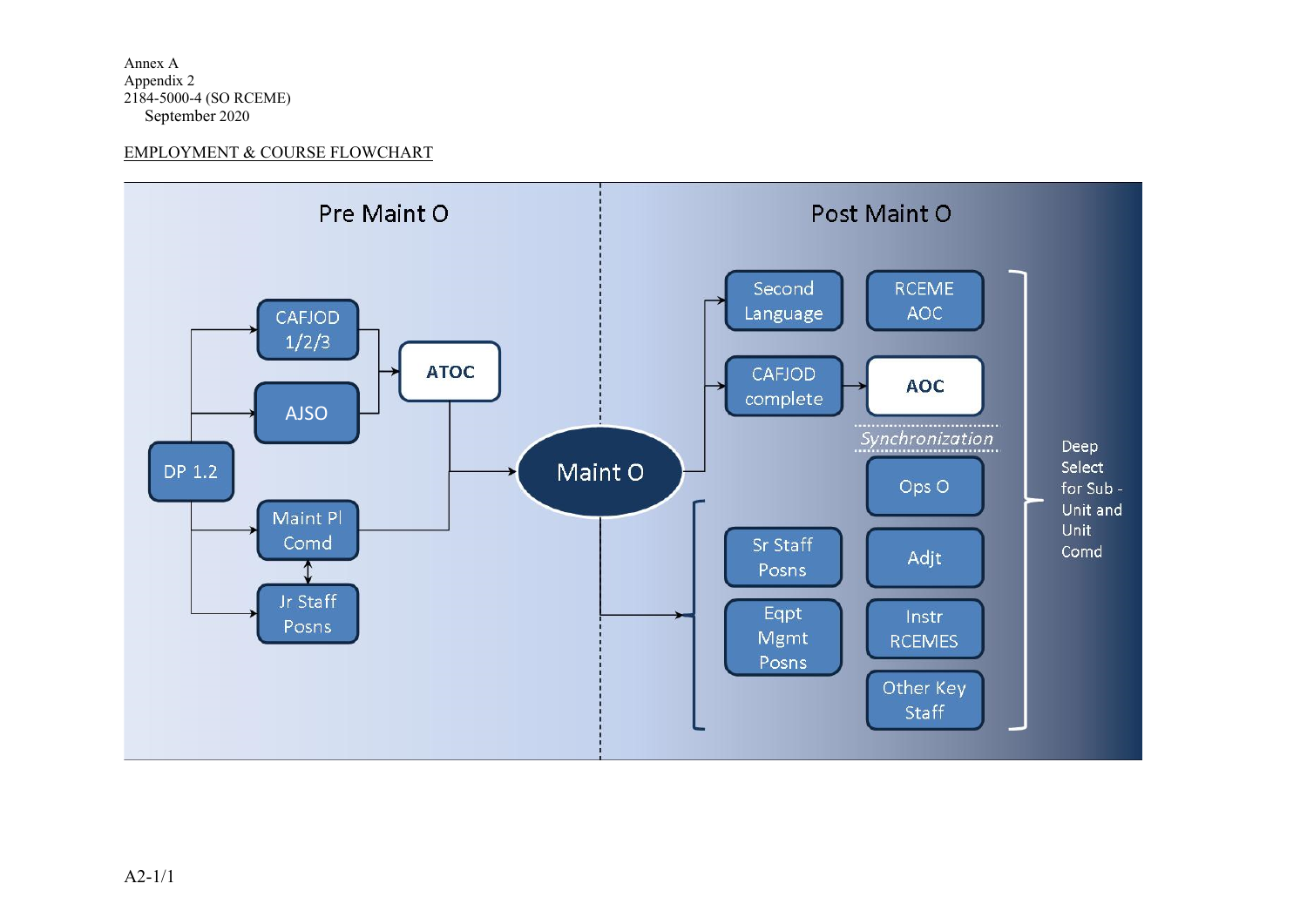Annex A
Appendix 2
2184-5000-4 (SO RCEME)
September 2020

EMPLOYMENT & COURSE FLOWCHART

Pre Maint O

Post Maint O

CAFJOD 1/2/3

AJSO

ATOC

DP 1.2

Maint Pl Comd

Jr Staff Posns

Maint O

Second Language

RCEME AOC

CAFJOD complete

AOC

Synchronization

Ops O

Sr Staff Posns

Adjt

Eqpt Mgmt Posns

Instr RCEMES

Other Key Staff

Deep Select for Sub - Unit and Unit Comd